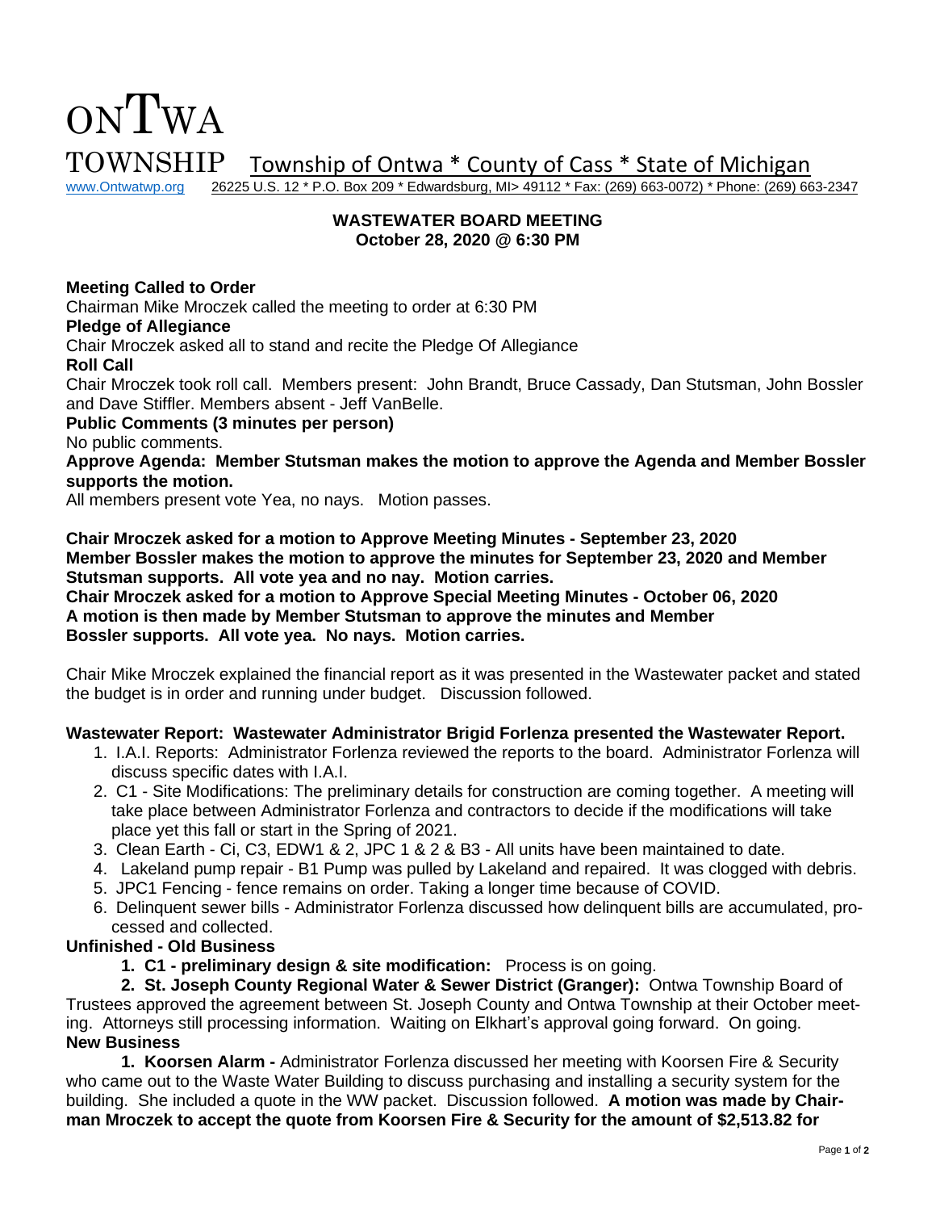# ONTWA TOWNSHIP

Township of Ontwa * County of Cass * State of Michigan

www.Ontwatwp.org 26225 U.S. 12 * P.O. Box 209 * Edwardsburg, MI> 49112 * Fax: (269) 663-0072) * Phone: (269) 663-2347

**WASTEWATER BOARD MEETING**
**October 28, 2020 @ 6:30 PM**

**Meeting Called to Order**
Chairman Mike Mroczek called the meeting to order at 6:30 PM

**Pledge of Allegiance**
Chair Mroczek asked all to stand and recite the Pledge Of Allegiance

**Roll Call**
Chair Mroczek took roll call. Members present: John Brandt, Bruce Cassady, Dan Stutsman, John Bossler and Dave Stiffler. Members absent - Jeff VanBelle.

**Public Comments (3 minutes per person)**
No public comments.

**Approve Agenda: Member Stutsman makes the motion to approve the Agenda and Member Bossler supports the motion.**
All members present vote Yea, no nays. Motion passes.

**Chair Mroczek asked for a motion to Approve Meeting Minutes - September 23, 2020**
**Member Bossler makes the motion to approve the minutes for September 23, 2020 and Member Stutsman supports. All vote yea and no nay. Motion carries.**
**Chair Mroczek asked for a motion to Approve Special Meeting Minutes - October 06, 2020**
**A motion is then made by Member Stutsman to approve the minutes and Member Bossler supports. All vote yea. No nays. Motion carries.**

Chair Mike Mroczek explained the financial report as it was presented in the Wastewater packet and stated the budget is in order and running under budget. Discussion followed.

**Wastewater Report: Wastewater Administrator Brigid Forlenza presented the Wastewater Report.**

1. I.A.I. Reports: Administrator Forlenza reviewed the reports to the board. Administrator Forlenza will discuss specific dates with I.A.I.
2. C1 - Site Modifications: The preliminary details for construction are coming together. A meeting will take place between Administrator Forlenza and contractors to decide if the modifications will take place yet this fall or start in the Spring of 2021.
3. Clean Earth - Ci, C3, EDW1 & 2, JPC 1 & 2 & B3 - All units have been maintained to date.
4. Lakeland pump repair - B1 Pump was pulled by Lakeland and repaired. It was clogged with debris.
5. JPC1 Fencing - fence remains on order. Taking a longer time because of COVID.
6. Delinquent sewer bills - Administrator Forlenza discussed how delinquent bills are accumulated, processed and collected.

**Unfinished - Old Business**

1. **C1 - preliminary design & site modification:** Process is on going.
2. **St. Joseph County Regional Water & Sewer District (Granger):** Ontwa Township Board of Trustees approved the agreement between St. Joseph County and Ontwa Township at their October meeting. Attorneys still processing information. Waiting on Elkhart's approval going forward. On going.

**New Business**

1. **Koorsen Alarm -** Administrator Forlenza discussed her meeting with Koorsen Fire & Security who came out to the Waste Water Building to discuss purchasing and installing a security system for the building. She included a quote in the WW packet. Discussion followed. **A motion was made by Chairman Mroczek to accept the quote from Koorsen Fire & Security for the amount of $2,513.82 for**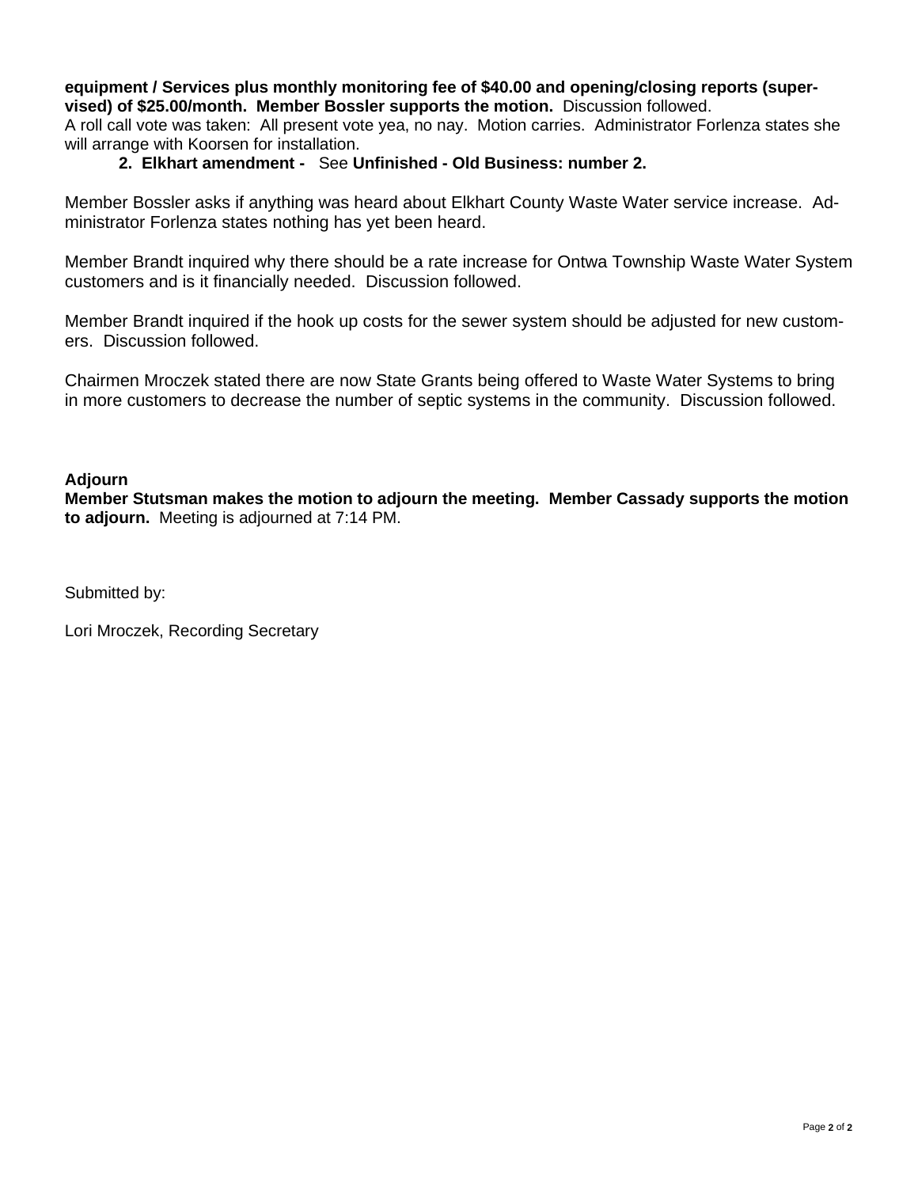**equipment / Services plus monthly monitoring fee of $40.00 and opening/closing reports (supervised) of $25.00/month. Member Bossler supports the motion.** Discussion followed. A roll call vote was taken: All present vote yea, no nay. Motion carries. Administrator Forlenza states she will arrange with Koorsen for installation.

2. **Elkhart amendment -** See **Unfinished - Old Business: number 2.**

Member Bossler asks if anything was heard about Elkhart County Waste Water service increase. Administrator Forlenza states nothing has yet been heard.

Member Brandt inquired why there should be a rate increase for Ontwa Township Waste Water System customers and is it financially needed. Discussion followed.

Member Brandt inquired if the hook up costs for the sewer system should be adjusted for new customers. Discussion followed.

Chairmen Mroczek stated there are now State Grants being offered to Waste Water Systems to bring in more customers to decrease the number of septic systems in the community. Discussion followed.

**Adjourn**

**Member Stutsman makes the motion to adjourn the meeting. Member Cassady supports the motion to adjourn.** Meeting is adjourned at 7:14 PM.

Submitted by:

Lori Mroczek, Recording Secretary